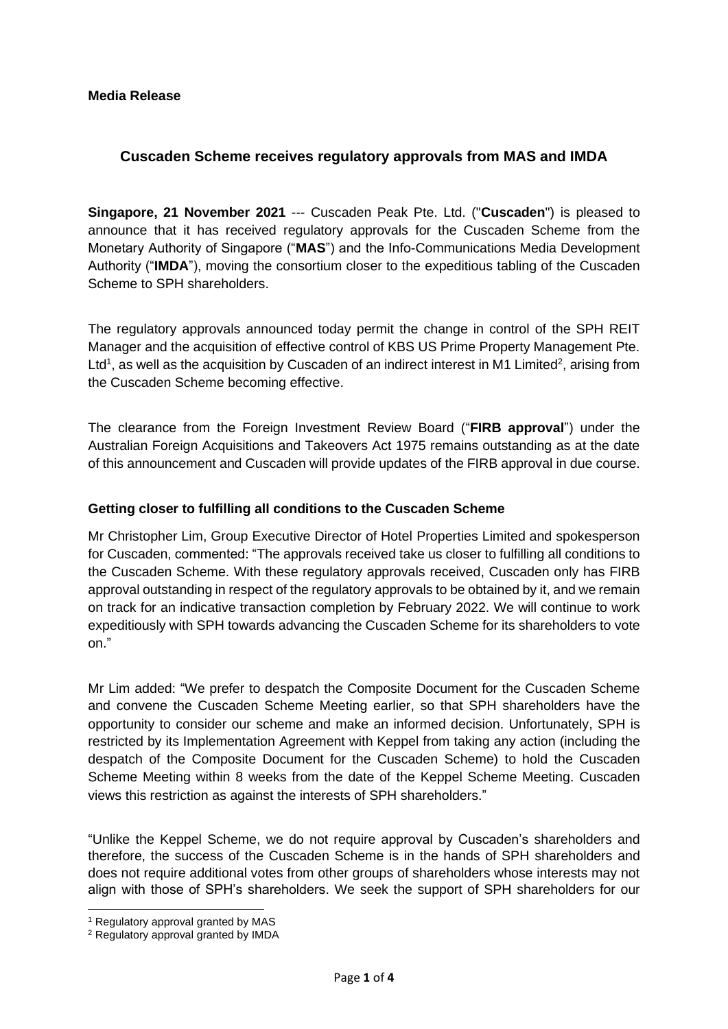**Media Release**

## Cuscaden Scheme receives regulatory approvals from MAS and IMDA

**Singapore, 21 November 2021** --- Cuscaden Peak Pte. Ltd. ("**Cuscaden**") is pleased to announce that it has received regulatory approvals for the Cuscaden Scheme from the Monetary Authority of Singapore ("**MAS**") and the Info-Communications Media Development Authority ("**IMDA**"), moving the consortium closer to the expeditious tabling of the Cuscaden Scheme to SPH shareholders.

The regulatory approvals announced today permit the change in control of the SPH REIT Manager and the acquisition of effective control of KBS US Prime Property Management Pte. Ltd[1], as well as the acquisition by Cuscaden of an indirect interest in M1 Limited[2], arising from the Cuscaden Scheme becoming effective.

The clearance from the Foreign Investment Review Board ("**FIRB approval**") under the Australian Foreign Acquisitions and Takeovers Act 1975 remains outstanding as at the date of this announcement and Cuscaden will provide updates of the FIRB approval in due course.

### Getting closer to fulfilling all conditions to the Cuscaden Scheme

Mr Christopher Lim, Group Executive Director of Hotel Properties Limited and spokesperson for Cuscaden, commented: "The approvals received take us closer to fulfilling all conditions to the Cuscaden Scheme. With these regulatory approvals received, Cuscaden only has FIRB approval outstanding in respect of the regulatory approvals to be obtained by it, and we remain on track for an indicative transaction completion by February 2022. We will continue to work expeditiously with SPH towards advancing the Cuscaden Scheme for its shareholders to vote on."

Mr Lim added: "We prefer to despatch the Composite Document for the Cuscaden Scheme and convene the Cuscaden Scheme Meeting earlier, so that SPH shareholders have the opportunity to consider our scheme and make an informed decision. Unfortunately, SPH is restricted by its Implementation Agreement with Keppel from taking any action (including the despatch of the Composite Document for the Cuscaden Scheme) to hold the Cuscaden Scheme Meeting within 8 weeks from the date of the Keppel Scheme Meeting. Cuscaden views this restriction as against the interests of SPH shareholders."

"Unlike the Keppel Scheme, we do not require approval by Cuscaden's shareholders and therefore, the success of the Cuscaden Scheme is in the hands of SPH shareholders and does not require additional votes from other groups of shareholders whose interests may not align with those of SPH's shareholders. We seek the support of SPH shareholders for our

[1] Regulatory approval granted by MAS

[2] Regulatory approval granted by IMDA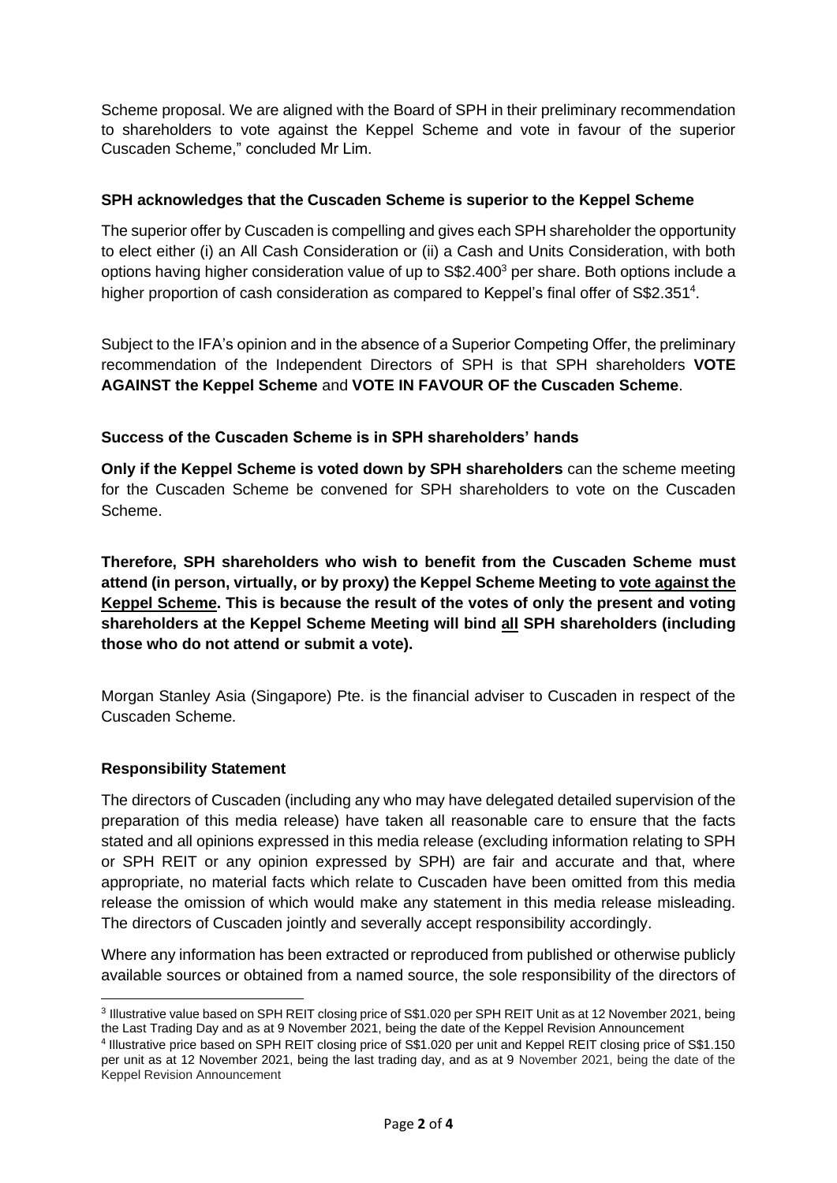Scheme proposal. We are aligned with the Board of SPH in their preliminary recommendation to shareholders to vote against the Keppel Scheme and vote in favour of the superior Cuscaden Scheme," concluded Mr Lim.

**SPH acknowledges that the Cuscaden Scheme is superior to the Keppel Scheme**

The superior offer by Cuscaden is compelling and gives each SPH shareholder the opportunity to elect either (i) an All Cash Consideration or (ii) a Cash and Units Consideration, with both options having higher consideration value of up to S$2.400[3] per share. Both options include a higher proportion of cash consideration as compared to Keppel's final offer of S$2.351[4].

Subject to the IFA's opinion and in the absence of a Superior Competing Offer, the preliminary recommendation of the Independent Directors of SPH is that SPH shareholders **VOTE AGAINST the Keppel Scheme** and **VOTE IN FAVOUR OF the Cuscaden Scheme**.

**Success of the Cuscaden Scheme is in SPH shareholders' hands**

**Only if the Keppel Scheme is voted down by SPH shareholders** can the scheme meeting for the Cuscaden Scheme be convened for SPH shareholders to vote on the Cuscaden Scheme.

**Therefore, SPH shareholders who wish to benefit from the Cuscaden Scheme must attend (in person, virtually, or by proxy) the Keppel Scheme Meeting to <u>vote against the Keppel Scheme</u>. This is because the result of the votes of only the present and voting shareholders at the Keppel Scheme Meeting will bind <u>all</u> SPH shareholders (including those who do not attend or submit a vote).**

Morgan Stanley Asia (Singapore) Pte. is the financial adviser to Cuscaden in respect of the Cuscaden Scheme.

**Responsibility Statement**

The directors of Cuscaden (including any who may have delegated detailed supervision of the preparation of this media release) have taken all reasonable care to ensure that the facts stated and all opinions expressed in this media release (excluding information relating to SPH or SPH REIT or any opinion expressed by SPH) are fair and accurate and that, where appropriate, no material facts which relate to Cuscaden have been omitted from this media release the omission of which would make any statement in this media release misleading. The directors of Cuscaden jointly and severally accept responsibility accordingly.

Where any information has been extracted or reproduced from published or otherwise publicly available sources or obtained from a named source, the sole responsibility of the directors of

---

[3] Illustrative value based on SPH REIT closing price of S$1.020 per SPH REIT Unit as at 12 November 2021, being the Last Trading Day and as at 9 November 2021, being the date of the Keppel Revision Announcement

[4] Illustrative price based on SPH REIT closing price of S$1.020 per unit and Keppel REIT closing price of S$1.150 per unit as at 12 November 2021, being the last trading day, and as at 9 November 2021, being the date of the Keppel Revision Announcement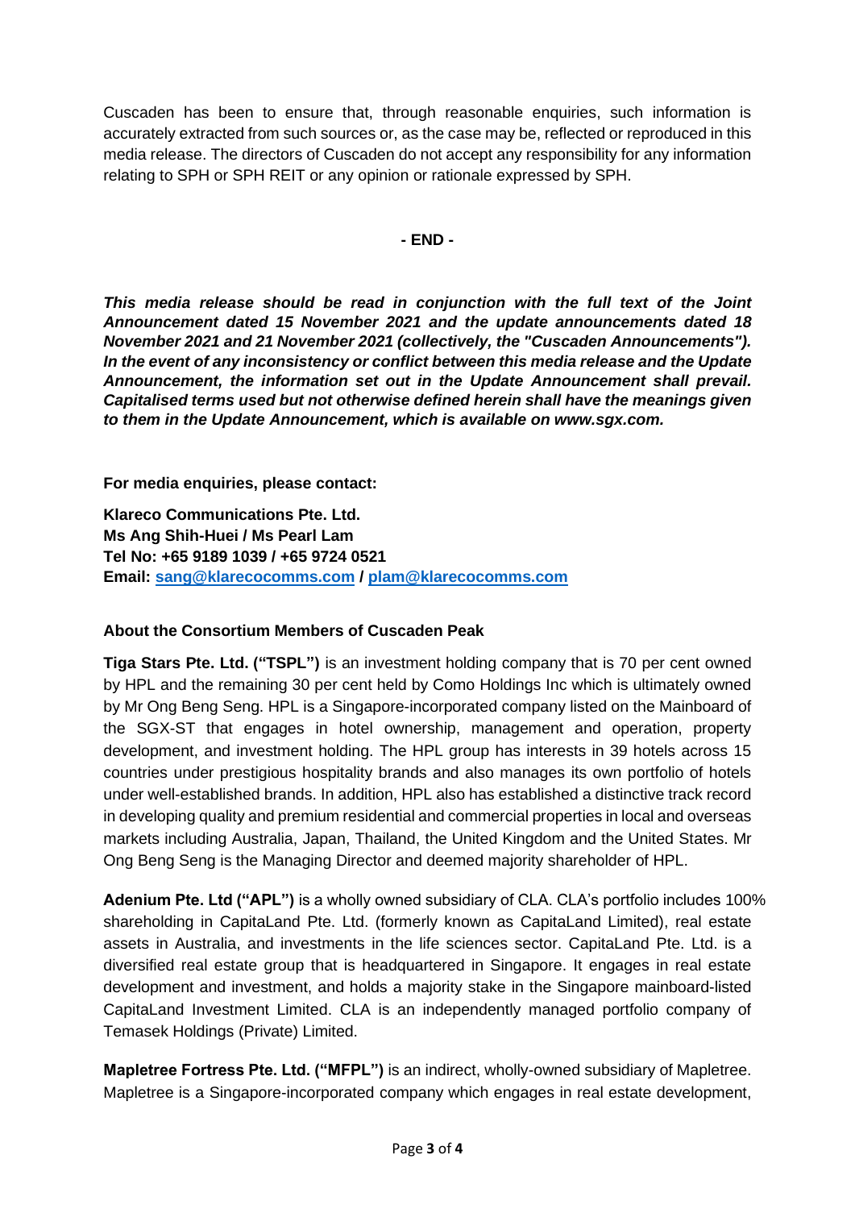Cuscaden has been to ensure that, through reasonable enquiries, such information is accurately extracted from such sources or, as the case may be, reflected or reproduced in this media release. The directors of Cuscaden do not accept any responsibility for any information relating to SPH or SPH REIT or any opinion or rationale expressed by SPH.

**- END -**

***This media release should be read in conjunction with the full text of the Joint Announcement dated 15 November 2021 and the update announcements dated 18 November 2021 and 21 November 2021 (collectively, the "Cuscaden Announcements"). In the event of any inconsistency or conflict between this media release and the Update Announcement, the information set out in the Update Announcement shall prevail. Capitalised terms used but not otherwise defined herein shall have the meanings given to them in the Update Announcement, which is available on www.sgx.com.***

**For media enquiries, please contact:**

**Klareco Communications Pte. Ltd.**
**Ms Ang Shih-Huei / Ms Pearl Lam**
**Tel No: +65 9189 1039 / +65 9724 0521**
**Email: sang@klarecocomms.com / plam@klarecocomms.com**

**About the Consortium Members of Cuscaden Peak**

**Tiga Stars Pte. Ltd. ("TSPL")** is an investment holding company that is 70 per cent owned by HPL and the remaining 30 per cent held by Como Holdings Inc which is ultimately owned by Mr Ong Beng Seng. HPL is a Singapore-incorporated company listed on the Mainboard of the SGX-ST that engages in hotel ownership, management and operation, property development, and investment holding. The HPL group has interests in 39 hotels across 15 countries under prestigious hospitality brands and also manages its own portfolio of hotels under well-established brands. In addition, HPL also has established a distinctive track record in developing quality and premium residential and commercial properties in local and overseas markets including Australia, Japan, Thailand, the United Kingdom and the United States. Mr Ong Beng Seng is the Managing Director and deemed majority shareholder of HPL.

**Adenium Pte. Ltd ("APL")** is a wholly owned subsidiary of CLA. CLA's portfolio includes 100% shareholding in CapitaLand Pte. Ltd. (formerly known as CapitaLand Limited), real estate assets in Australia, and investments in the life sciences sector. CapitaLand Pte. Ltd. is a diversified real estate group that is headquartered in Singapore. It engages in real estate development and investment, and holds a majority stake in the Singapore mainboard-listed CapitaLand Investment Limited. CLA is an independently managed portfolio company of Temasek Holdings (Private) Limited.

**Mapletree Fortress Pte. Ltd. ("MFPL")** is an indirect, wholly-owned subsidiary of Mapletree. Mapletree is a Singapore-incorporated company which engages in real estate development,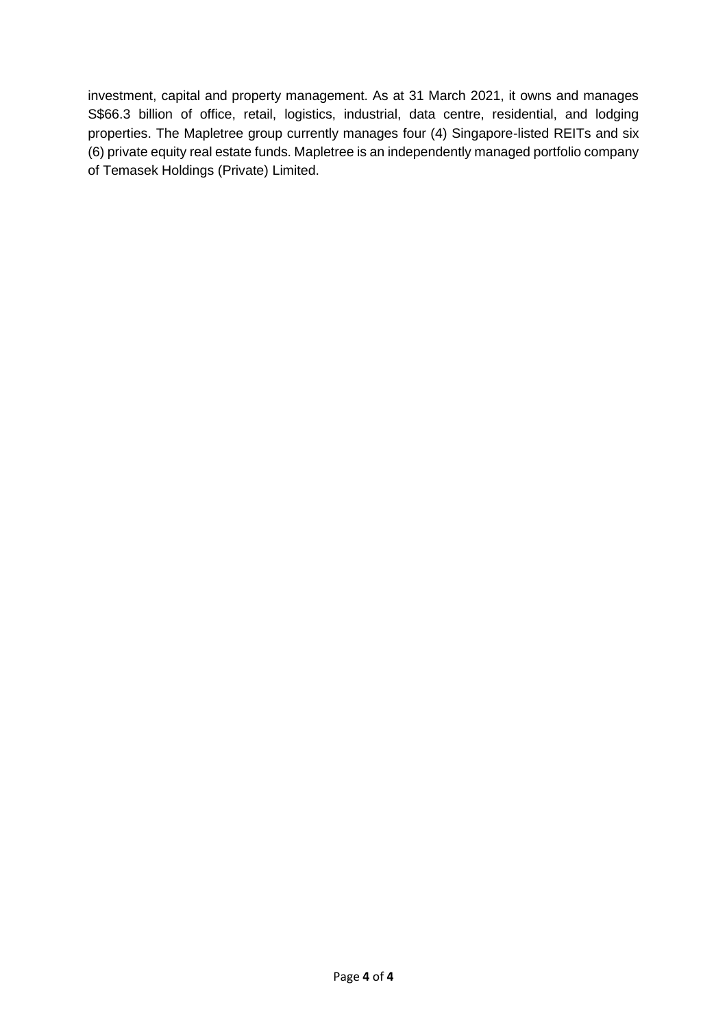investment, capital and property management. As at 31 March 2021, it owns and manages S$66.3 billion of office, retail, logistics, industrial, data centre, residential, and lodging properties. The Mapletree group currently manages four (4) Singapore-listed REITs and six (6) private equity real estate funds. Mapletree is an independently managed portfolio company of Temasek Holdings (Private) Limited.